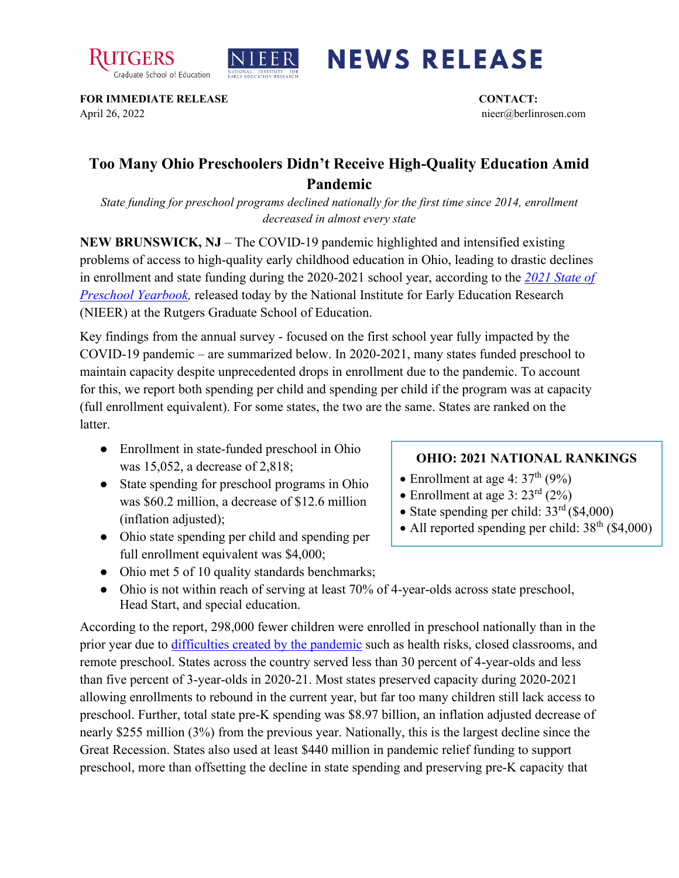**Rutgers Graduate School of Education** | **NIEER** | **NEWS RELEASE**

**FOR IMMEDIATE RELEASE**
April 26, 2022

**CONTACT:**
nieer@berlinrosen.com

# Too Many Ohio Preschoolers Didn't Receive High-Quality Education Amid Pandemic

*State funding for preschool programs declined nationally for the first time since 2014, enrollment decreased in almost every state*

**NEW BRUNSWICK, NJ** – The COVID-19 pandemic highlighted and intensified existing problems of access to high-quality early childhood education in Ohio, leading to drastic declines in enrollment and state funding during the 2020-2021 school year, according to the *2021 State of Preschool Yearbook,* released today by the National Institute for Early Education Research (NIEER) at the Rutgers Graduate School of Education.

Key findings from the annual survey - focused on the first school year fully impacted by the COVID-19 pandemic – are summarized below. In 2020-2021, many states funded preschool to maintain capacity despite unprecedented drops in enrollment due to the pandemic. To account for this, we report both spending per child and spending per child if the program was at capacity (full enrollment equivalent). For some states, the two are the same. States are ranked on the latter.

- Enrollment in state-funded preschool in Ohio was 15,052, a decrease of 2,818;
- State spending for preschool programs in Ohio was $60.2 million, a decrease of $12.6 million (inflation adjusted);
- Ohio state spending per child and spending per full enrollment equivalent was $4,000;
- Ohio met 5 of 10 quality standards benchmarks;
- Ohio is not within reach of serving at least 70% of 4-year-olds across state preschool, Head Start, and special education.

**OHIO: 2021 NATIONAL RANKINGS**

- Enrollment at age 4: 37th (9%)
- Enrollment at age 3: 23rd (2%)
- State spending per child: 33rd ($4,000)
- All reported spending per child: 38th ($4,000)

According to the report, 298,000 fewer children were enrolled in preschool nationally than in the prior year due to difficulties created by the pandemic such as health risks, closed classrooms, and remote preschool. States across the country served less than 30 percent of 4-year-olds and less than five percent of 3-year-olds in 2020-21. Most states preserved capacity during 2020-2021 allowing enrollments to rebound in the current year, but far too many children still lack access to preschool. Further, total state pre-K spending was $8.97 billion, an inflation adjusted decrease of nearly $255 million (3%) from the previous year. Nationally, this is the largest decline since the Great Recession. States also used at least $440 million in pandemic relief funding to support preschool, more than offsetting the decline in state spending and preserving pre-K capacity that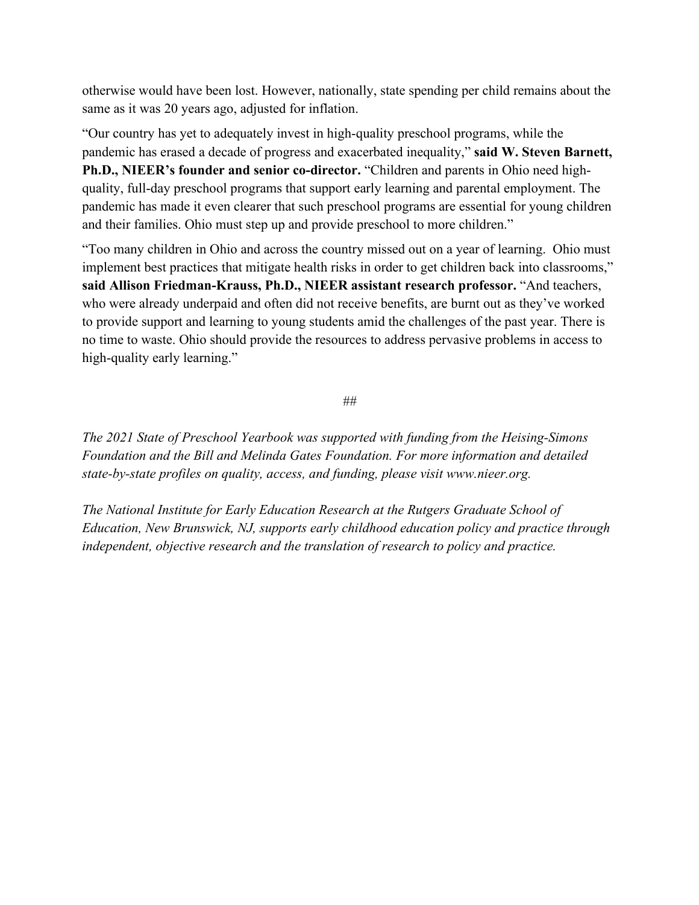otherwise would have been lost. However, nationally, state spending per child remains about the same as it was 20 years ago, adjusted for inflation.

"Our country has yet to adequately invest in high-quality preschool programs, while the pandemic has erased a decade of progress and exacerbated inequality," **said W. Steven Barnett, Ph.D., NIEER's founder and senior co-director.** "Children and parents in Ohio need high-quality, full-day preschool programs that support early learning and parental employment. The pandemic has made it even clearer that such preschool programs are essential for young children and their families. Ohio must step up and provide preschool to more children."

"Too many children in Ohio and across the country missed out on a year of learning. Ohio must implement best practices that mitigate health risks in order to get children back into classrooms," **said Allison Friedman-Krauss, Ph.D., NIEER assistant research professor.** "And teachers, who were already underpaid and often did not receive benefits, are burnt out as they've worked to provide support and learning to young students amid the challenges of the past year. There is no time to waste. Ohio should provide the resources to address pervasive problems in access to high-quality early learning."

##

*The 2021 State of Preschool Yearbook was supported with funding from the Heising-Simons Foundation and the Bill and Melinda Gates Foundation. For more information and detailed state-by-state profiles on quality, access, and funding, please visit www.nieer.org.*

*The National Institute for Early Education Research at the Rutgers Graduate School of Education, New Brunswick, NJ, supports early childhood education policy and practice through independent, objective research and the translation of research to policy and practice.*